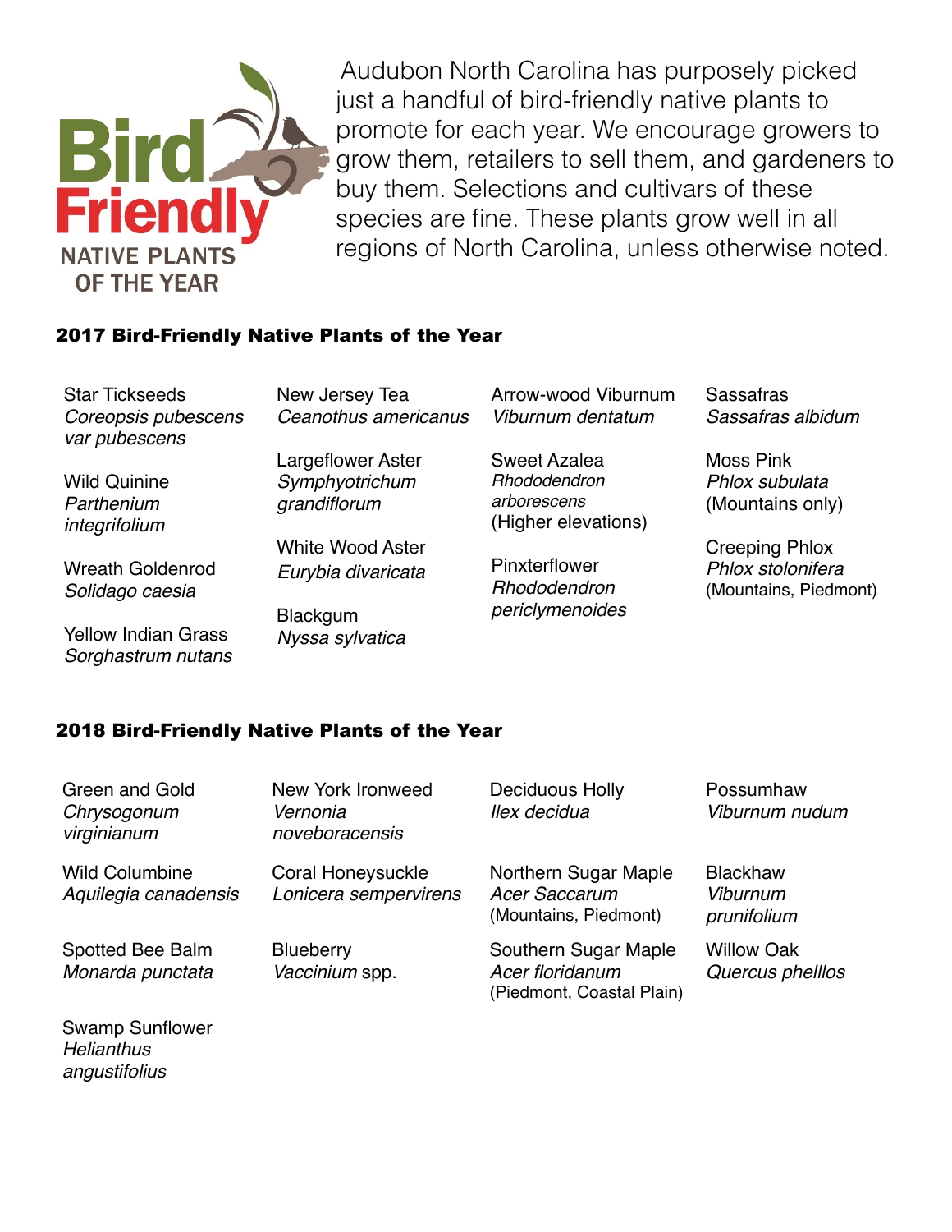Bird Friendly NATIVE PLANTS OF THE YEAR

Audubon North Carolina has purposely picked just a handful of bird-friendly native plants to promote for each year. We encourage growers to grow them, retailers to sell them, and gardeners to buy them. Selections and cultivars of these species are fine. These plants grow well in all regions of North Carolina, unless otherwise noted.

## 2017 Bird-Friendly Native Plants of the Year

- Star Tickseeds *Coreopsis pubescens var pubescens*
- Wild Quinine *Parthenium integrifolium*
- Wreath Goldenrod *Solidago caesia*
- Yellow Indian Grass *Sorghastrum nutans*
- New Jersey Tea *Ceanothus americanus*
- Largeflower Aster *Symphyotrichum grandiflorum*
- White Wood Aster *Eurybia divaricata*
- Blackgum *Nyssa sylvatica*
- Arrow-wood Viburnum *Viburnum dentatum*
- Sweet Azalea *Rhododendron arborescens* (Higher elevations)
- Pinxterflower *Rhododendron periclymenoides*
- Sassafras *Sassafras albidum*
- Moss Pink *Phlox subulata* (Mountains only)
- Creeping Phlox *Phlox stolonifera* (Mountains, Piedmont)

## 2018 Bird-Friendly Native Plants of the Year

- Green and Gold *Chrysogonum virginianum*
- Wild Columbine *Aquilegia canadensis*
- Spotted Bee Balm *Monarda punctata*
- Swamp Sunflower *Helianthus angustifolius*
- New York Ironweed *Vernonia noveboracensis*
- Coral Honeysuckle *Lonicera sempervirens*
- Blueberry *Vaccinium* spp.
- Deciduous Holly *Ilex decidua*
- Northern Sugar Maple *Acer Saccarum* (Mountains, Piedmont)
- Southern Sugar Maple *Acer floridanum* (Piedmont, Coastal Plain)
- Possumhaw *Viburnum nudum*
- Blackhaw *Viburnum prunifolium*
- Willow Oak *Quercus phelllos*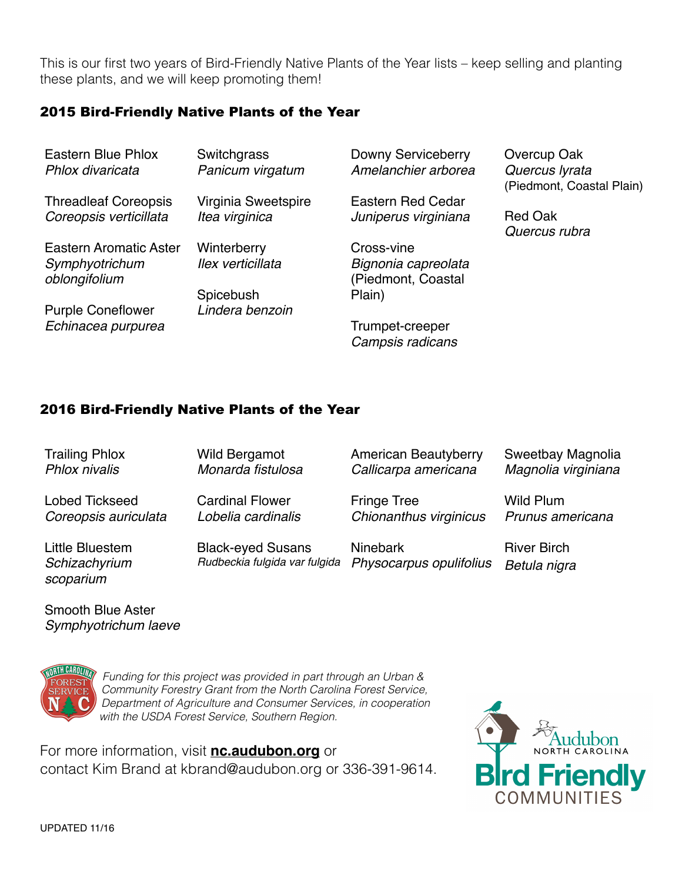This is our first two years of Bird-Friendly Native Plants of the Year lists – keep selling and planting these plants, and we will keep promoting them!

### 2015 Bird-Friendly Native Plants of the Year

Eastern Blue Phlox
*Phlox divaricata*

Threadleaf Coreopsis
*Coreopsis verticillata*

Eastern Aromatic Aster
*Symphyotrichum oblongifolium*

Purple Coneflower
*Echinacea purpurea*

Switchgrass
*Panicum virgatum*

Virginia Sweetspire
*Itea virginica*

Winterberry
*Ilex verticillata*

Spicebush
*Lindera benzoin*

Downy Serviceberry
*Amelanchier arborea*

Eastern Red Cedar
*Juniperus virginiana*

Cross-vine
*Bignonia capreolata*
(Piedmont, Coastal Plain)

Trumpet-creeper
*Campsis radicans*

Overcup Oak
*Quercus lyrata*
(Piedmont, Coastal Plain)

Red Oak
*Quercus rubra*

### 2016 Bird-Friendly Native Plants of the Year

Trailing Phlox
*Phlox nivalis*

Lobed Tickseed
*Coreopsis auriculata*

Little Bluestem
*Schizachyrium scoparium*

Smooth Blue Aster
*Symphyotrichum laeve*

Wild Bergamot
*Monarda fistulosa*

Cardinal Flower
*Lobelia cardinalis*

Black-eyed Susans
*Rudbeckia fulgida var fulgida*

American Beautyberry
*Callicarpa americana*

Fringe Tree
*Chionanthus virginicus*

Ninebark
*Physocarpus opulifolius*

Sweetbay Magnolia
*Magnolia virginiana*

Wild Plum
*Prunus americana*

River Birch
*Betula nigra*

*Funding for this project was provided in part through an Urban & Community Forestry Grant from the North Carolina Forest Service, Department of Agriculture and Consumer Services, in cooperation with the USDA Forest Service, Southern Region.*

For more information, visit **nc.audubon.org** or contact Kim Brand at kbrand@audubon.org or 336-391-9614.

Audubon NORTH CAROLINA
Bird Friendly COMMUNITIES

UPDATED 11/16